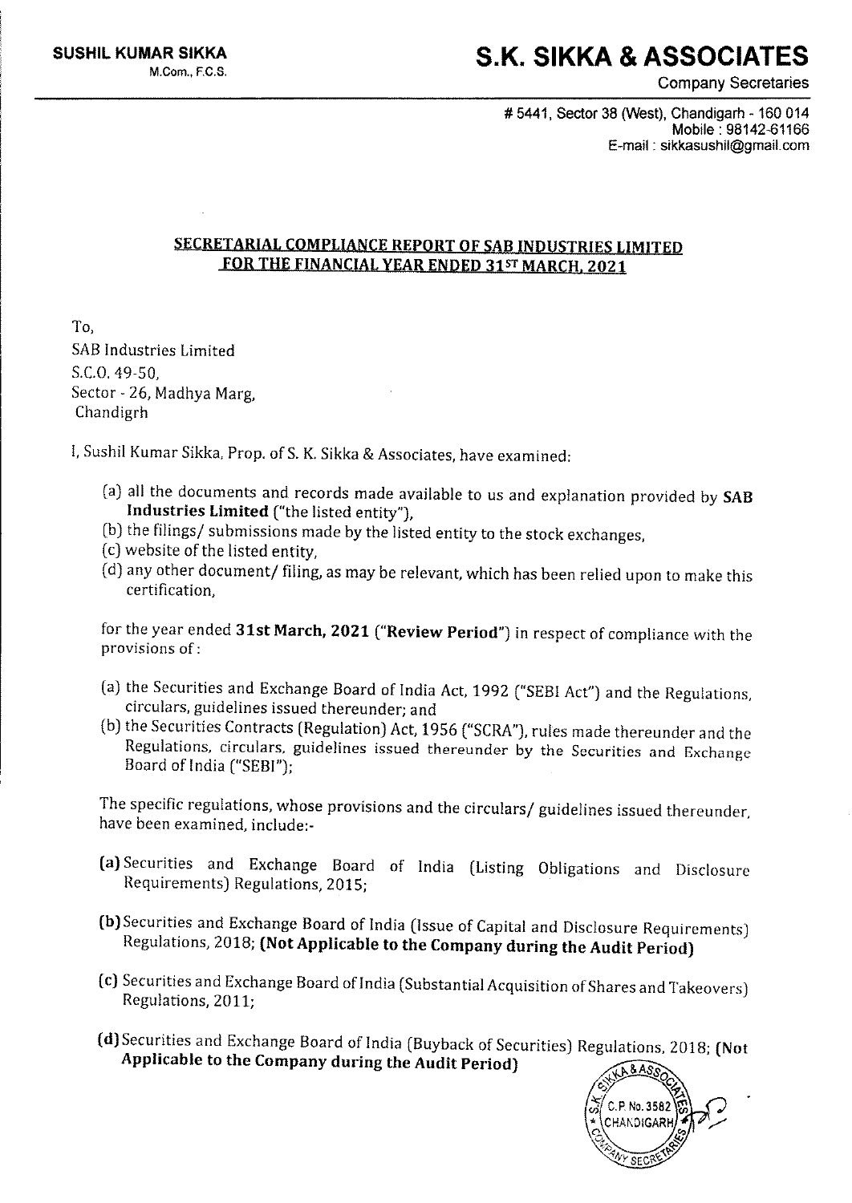**SUSHIL KUMAR SIKKA**
M.Com., F.C.S.

# S.K. SIKKA & ASSOCIATES

Company Secretaries

# 5441, Sector 38 (West), Chandigarh - 160 014
Mobile : 98142-61166
E-mail : sikkasushil@gmail.com

## SECRETARIAL COMPLIANCE REPORT OF SAB INDUSTRIES LIMITED FOR THE FINANCIAL YEAR ENDED 31ST MARCH, 2021

To,
SAB Industries Limited
S.C.O. 49-50,
Sector - 26, Madhya Marg,
Chandigrh

I, Sushil Kumar Sikka, Prop. of S. K. Sikka & Associates, have examined:

(a) all the documents and records made available to us and explanation provided by **SAB Industries Limited** ("the listed entity"),
(b) the filings/ submissions made by the listed entity to the stock exchanges,
(c) website of the listed entity,
(d) any other document/ filing, as may be relevant, which has been relied upon to make this certification,

for the year ended **31st March, 2021** (**"Review Period"**) in respect of compliance with the provisions of :

(a) the Securities and Exchange Board of India Act, 1992 ("SEBI Act") and the Regulations, circulars, guidelines issued thereunder; and
(b) the Securities Contracts (Regulation) Act, 1956 ("SCRA"), rules made thereunder and the Regulations, circulars, guidelines issued thereunder by the Securities and Exchange Board of India ("SEBI");

The specific regulations, whose provisions and the circulars/ guidelines issued thereunder, have been examined, include:-

**(a)** Securities and Exchange Board of India (Listing Obligations and Disclosure Requirements) Regulations, 2015;

**(b)** Securities and Exchange Board of India (Issue of Capital and Disclosure Requirements) Regulations, 2018; **(Not Applicable to the Company during the Audit Period)**

**(c)** Securities and Exchange Board of India (Substantial Acquisition of Shares and Takeovers) Regulations, 2011;

**(d)** Securities and Exchange Board of India (Buyback of Securities) Regulations, 2018; **(Not Applicable to the Company during the Audit Period)**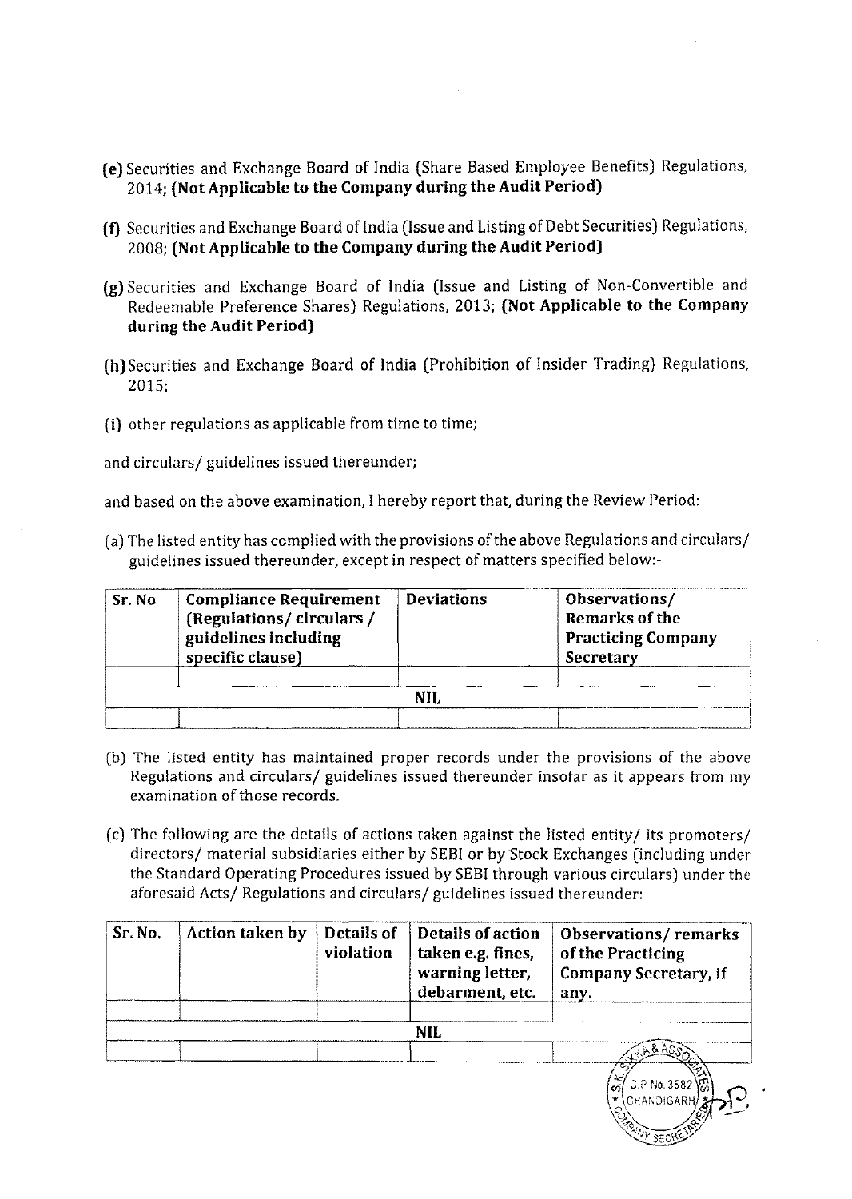(e) Securities and Exchange Board of India (Share Based Employee Benefits) Regulations, 2014; **(Not Applicable to the Company during the Audit Period)**

(f) Securities and Exchange Board of India (Issue and Listing of Debt Securities) Regulations, 2008; **(Not Applicable to the Company during the Audit Period)**

(g) Securities and Exchange Board of India (Issue and Listing of Non-Convertible and Redeemable Preference Shares) Regulations, 2013; **(Not Applicable to the Company during the Audit Period)**

(h) Securities and Exchange Board of India (Prohibition of Insider Trading) Regulations, 2015;

(i) other regulations as applicable from time to time;

and circulars/ guidelines issued thereunder;

and based on the above examination, I hereby report that, during the Review Period:

(a) The listed entity has complied with the provisions of the above Regulations and circulars/ guidelines issued thereunder, except in respect of matters specified below:-

| Sr. No | Compliance Requirement (Regulations/ circulars / guidelines including specific clause) | Deviations | Observations/ Remarks of the Practicing Company Secretary |
|---|---|---|---|
| | | | |
| | | NIL | |
| | | | |

(b) The listed entity has maintained proper records under the provisions of the above Regulations and circulars/ guidelines issued thereunder insofar as it appears from my examination of those records.

(c) The following are the details of actions taken against the listed entity/ its promoters/ directors/ material subsidiaries either by SEBI or by Stock Exchanges (including under the Standard Operating Procedures issued by SEBI through various circulars) under the aforesaid Acts/ Regulations and circulars/ guidelines issued thereunder:

| Sr. No. | Action taken by | Details of violation | Details of action taken e.g. fines, warning letter, debarment, etc. | Observations/ remarks of the Practicing Company Secretary, if any. |
|---|---|---|---|---|
| | | | | |
| | | | NIL | |
| | | | | |

S.K. Sikka & Associates, Company Secretaries, C.P. No. 3582, Chandigarh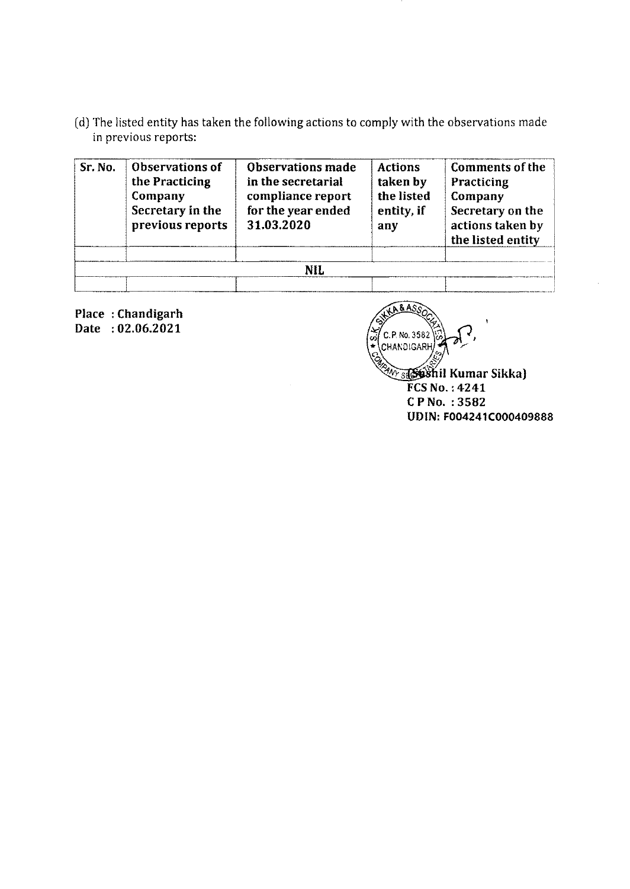(d) The listed entity has taken the following actions to comply with the observations made in previous reports:

| Sr. No. | Observations of the Practicing Company Secretary in the previous reports | Observations made in the secretarial compliance report for the year ended 31.03.2020 | Actions taken by the listed entity, if any | Comments of the Practicing Company Secretary on the actions taken by the listed entity |
|---|---|---|---|---|
| | | | | |
| | | NIL | | |
| | | | | |

**Place : Chandigarh**
**Date : 02.06.2021**

S.K. SIKKA & ASSOCIATES
C.P. No. 3582
CHANDIGARH
COMPANY SECRETARIES

**(Sushil Kumar Sikka)**
**FCS No. : 4241**
**C P No. : 3582**
**UDIN: F004241C000409888**